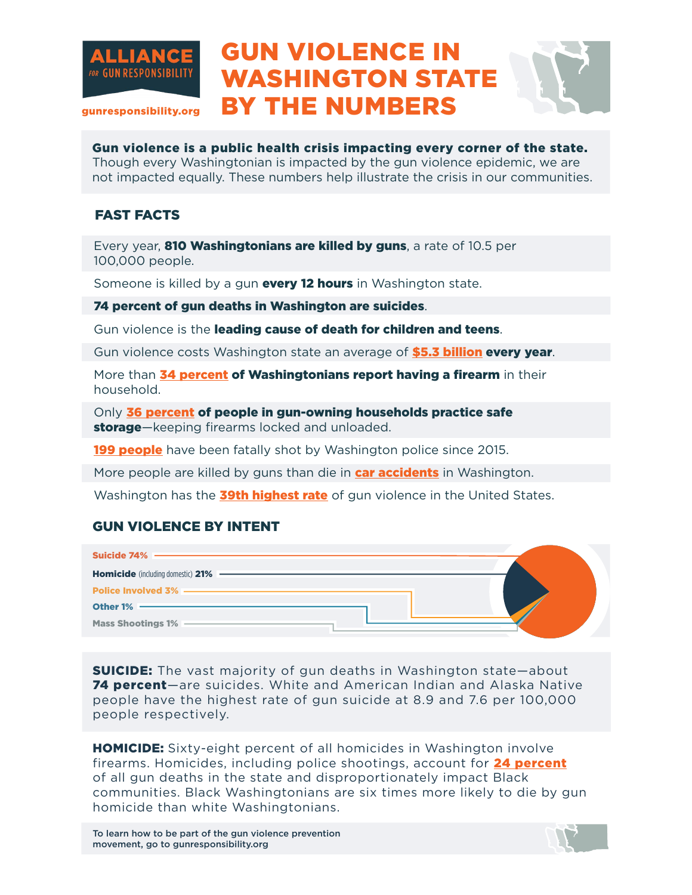**ALLIANCE** *for* **GUN RESPONSIBILITY**

gunresponsibility.org

# GUN VIOLENCE IN WASHINGTON STATE BY THE NUMBERS

**Gun violence is a public health crisis impacting every corner of the state.** Though every Washingtonian is impacted by the gun violence epidemic, we are not impacted equally. These numbers help illustrate the crisis in our communities.

## FAST FACTS

Every year, **810 Washingtonians are killed by guns**, a rate of 10.5 per 100,000 people.

Someone is killed by a gun **every 12 hours** in Washington state.

**74 percent of gun deaths in Washington are suicides**.

Gun violence is the **leading cause of death for children and teens**.

Gun violence costs Washington state an average of **$5.3 billion every year**.

More than **34 percent of Washingtonians report having a firearm** in their household.

Only **36 percent of people in gun-owning households practice safe storage**—keeping firearms locked and unloaded.

**199 people** have been fatally shot by Washington police since 2015.

More people are killed by guns than die in **car accidents** in Washington.

Washington has the **39th highest rate** of gun violence in the United States.

## GUN VIOLENCE BY INTENT

- **Suicide 74%**
- **Homicide** (including domestic) **21%**
- **Police Involved 3%**
- **Other 1%**
- **Mass Shootings 1%**

**SUICIDE:** The vast majority of gun deaths in Washington state—about **74 percent**—are suicides. White and American Indian and Alaska Native people have the highest rate of gun suicide at 8.9 and 7.6 per 100,000 people respectively.

**HOMICIDE:** Sixty-eight percent of all homicides in Washington involve firearms. Homicides, including police shootings, account for **24 percent** of all gun deaths in the state and disproportionately impact Black communities. Black Washingtonians are six times more likely to die by gun homicide than white Washingtonians.

To learn how to be part of the gun violence prevention movement, go to gunresponsibility.org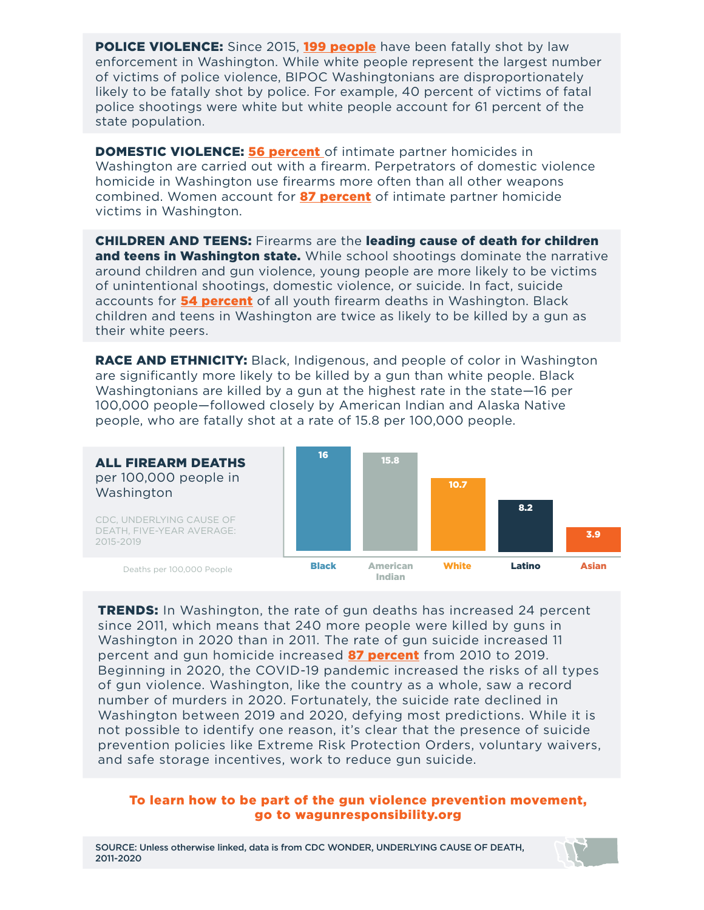**POLICE VIOLENCE:** Since 2015, **199 people** have been fatally shot by law enforcement in Washington. While white people represent the largest number of victims of police violence, BIPOC Washingtonians are disproportionately likely to be fatally shot by police. For example, 40 percent of victims of fatal police shootings were white but white people account for 61 percent of the state population.

**DOMESTIC VIOLENCE:** **56 percent** of intimate partner homicides in Washington are carried out with a firearm. Perpetrators of domestic violence homicide in Washington use firearms more often than all other weapons combined. Women account for **87 percent** of intimate partner homicide victims in Washington.

**CHILDREN AND TEENS:** Firearms are the **leading cause of death for children and teens in Washington state.** While school shootings dominate the narrative around children and gun violence, young people are more likely to be victims of unintentional shootings, domestic violence, or suicide. In fact, suicide accounts for **54 percent** of all youth firearm deaths in Washington. Black children and teens in Washington are twice as likely to be killed by a gun as their white peers.

**RACE AND ETHNICITY:** Black, Indigenous, and people of color in Washington are significantly more likely to be killed by a gun than white people. Black Washingtonians are killed by a gun at the highest rate in the state—16 per 100,000 people—followed closely by American Indian and Alaska Native people, who are fatally shot at a rate of 15.8 per 100,000 people.

**ALL FIREARM DEATHS** per 100,000 people in Washington

CDC, UNDERLYING CAUSE OF DEATH, FIVE-YEAR AVERAGE: 2015-2019

Deaths per 100,000 People

16
Black

15.8
American Indian

10.7
White

8.2
Latino

3.9
Asian

**TRENDS:** In Washington, the rate of gun deaths has increased 24 percent since 2011, which means that 240 more people were killed by guns in Washington in 2020 than in 2011. The rate of gun suicide increased 11 percent and gun homicide increased **87 percent** from 2010 to 2019. Beginning in 2020, the COVID-19 pandemic increased the risks of all types of gun violence. Washington, like the country as a whole, saw a record number of murders in 2020. Fortunately, the suicide rate declined in Washington between 2019 and 2020, defying most predictions. While it is not possible to identify one reason, it's clear that the presence of suicide prevention policies like Extreme Risk Protection Orders, voluntary waivers, and safe storage incentives, work to reduce gun suicide.

**To learn how to be part of the gun violence prevention movement, go to wagunresponsibility.org**

SOURCE: Unless otherwise linked, data is from CDC WONDER, UNDERLYING CAUSE OF DEATH, 2011-2020